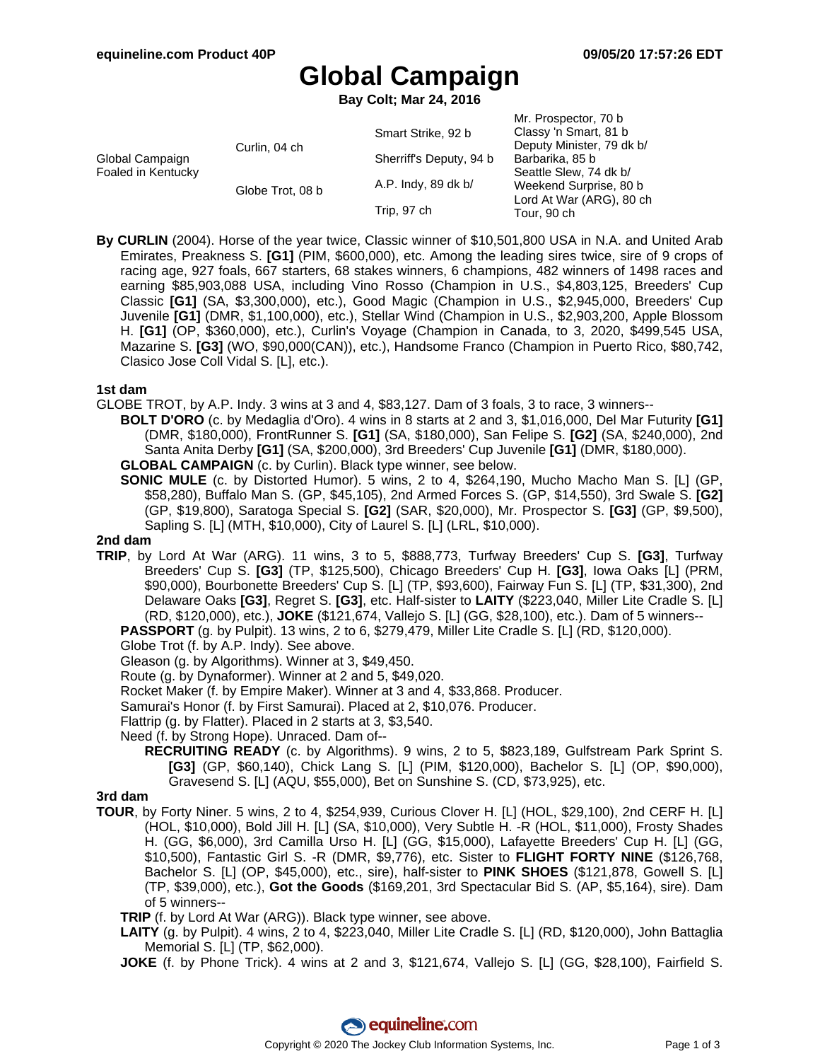# Global Campaign

**Bay Colt; Mar 24, 2016**

| | | | |
|---|---|---|---|
| Global Campaign Foaled in Kentucky | Curlin, 04 ch | Smart Strike, 92 b | Mr. Prospector, 70 b |
| | | | Classy 'n Smart, 81 b |
| | | Sherriff's Deputy, 94 b | Deputy Minister, 79 dk b/ |
| | | | Barbarika, 85 b |
| | Globe Trot, 08 b | A.P. Indy, 89 dk b/ | Seattle Slew, 74 dk b/ |
| | | | Weekend Surprise, 80 b |
| | | Trip, 97 ch | Lord At War (ARG), 80 ch |
| | | | Tour, 90 ch |

**By CURLIN** (2004). Horse of the year twice, Classic winner of $10,501,800 USA in N.A. and United Arab Emirates, Preakness S. **[G1]** (PIM, $600,000), etc. Among the leading sires twice, sire of 9 crops of racing age, 927 foals, 667 starters, 68 stakes winners, 6 champions, 482 winners of 1498 races and earning $85,903,088 USA, including Vino Rosso (Champion in U.S., $4,803,125, Breeders' Cup Classic **[G1]** (SA, $3,300,000), etc.), Good Magic (Champion in U.S., $2,945,000, Breeders' Cup Juvenile **[G1]** (DMR, $1,100,000), etc.), Stellar Wind (Champion in U.S., $2,903,200, Apple Blossom H. **[G1]** (OP, $360,000), etc.), Curlin's Voyage (Champion in Canada, to 3, 2020, $499,545 USA, Mazarine S. **[G3]** (WO, $90,000(CAN)), etc.), Handsome Franco (Champion in Puerto Rico, $80,742, Clasico Jose Coll Vidal S. [L], etc.).

### 1st dam

GLOBE TROT, by A.P. Indy. 3 wins at 3 and 4, $83,127. Dam of 3 foals, 3 to race, 3 winners--

**BOLT D'ORO** (c. by Medaglia d'Oro). 4 wins in 8 starts at 2 and 3, $1,016,000, Del Mar Futurity **[G1]** (DMR, $180,000), FrontRunner S. **[G1]** (SA, $180,000), San Felipe S. **[G2]** (SA, $240,000), 2nd Santa Anita Derby **[G1]** (SA, $200,000), 3rd Breeders' Cup Juvenile **[G1]** (DMR, $180,000).

**GLOBAL CAMPAIGN** (c. by Curlin). Black type winner, see below.

**SONIC MULE** (c. by Distorted Humor). 5 wins, 2 to 4, $264,190, Mucho Macho Man S. [L] (GP, $58,280), Buffalo Man S. (GP, $45,105), 2nd Armed Forces S. (GP, $14,550), 3rd Swale S. **[G2]** (GP, $19,800), Saratoga Special S. **[G2]** (SAR, $20,000), Mr. Prospector S. **[G3]** (GP, $9,500), Sapling S. [L] (MTH, $10,000), City of Laurel S. [L] (LRL, $10,000).

### 2nd dam

**TRIP**, by Lord At War (ARG). 11 wins, 3 to 5, $888,773, Turfway Breeders' Cup S. **[G3]**, Turfway Breeders' Cup S. **[G3]** (TP, $125,500), Chicago Breeders' Cup H. **[G3]**, Iowa Oaks [L] (PRM, $90,000), Bourbonette Breeders' Cup S. [L] (TP, $93,600), Fairway Fun S. [L] (TP, $31,300), 2nd Delaware Oaks **[G3]**, Regret S. **[G3]**, etc. Half-sister to **LAITY** ($223,040, Miller Lite Cradle S. [L] (RD, $120,000), etc.), **JOKE** ($121,674, Vallejo S. [L] (GG, $28,100), etc.). Dam of 5 winners--

**PASSPORT** (g. by Pulpit). 13 wins, 2 to 6, $279,479, Miller Lite Cradle S. [L] (RD, $120,000).

Globe Trot (f. by A.P. Indy). See above.

Gleason (g. by Algorithms). Winner at 3, $49,450.

Route (g. by Dynaformer). Winner at 2 and 5, $49,020.

Rocket Maker (f. by Empire Maker). Winner at 3 and 4, $33,868. Producer.

Samurai's Honor (f. by First Samurai). Placed at 2, $10,076. Producer.

Flattrip (g. by Flatter). Placed in 2 starts at 3, $3,540.

Need (f. by Strong Hope). Unraced. Dam of--

**RECRUITING READY** (c. by Algorithms). 9 wins, 2 to 5, $823,189, Gulfstream Park Sprint S. **[G3]** (GP, $60,140), Chick Lang S. [L] (PIM, $120,000), Bachelor S. [L] (OP, $90,000), Gravesend S. [L] (AQU, $55,000), Bet on Sunshine S. (CD, $73,925), etc.

### 3rd dam

**TOUR**, by Forty Niner. 5 wins, 2 to 4, $254,939, Curious Clover H. [L] (HOL, $29,100), 2nd CERF H. [L] (HOL, $10,000), Bold Jill H. [L] (SA, $10,000), Very Subtle H. -R (HOL, $11,000), Frosty Shades H. (GG, $6,000), 3rd Camilla Urso H. [L] (GG, $15,000), Lafayette Breeders' Cup H. [L] (GG, $10,500), Fantastic Girl S. -R (DMR, $9,776), etc. Sister to **FLIGHT FORTY NINE** ($126,768, Bachelor S. [L] (OP, $45,000), etc., sire), half-sister to **PINK SHOES** ($121,878, Gowell S. [L] (TP, $39,000), etc.), **Got the Goods** ($169,201, 3rd Spectacular Bid S. (AP, $5,164), sire). Dam of 5 winners--

**TRIP** (f. by Lord At War (ARG)). Black type winner, see above.

**LAITY** (g. by Pulpit). 4 wins, 2 to 4, $223,040, Miller Lite Cradle S. [L] (RD, $120,000), John Battaglia Memorial S. [L] (TP, $62,000).

**JOKE** (f. by Phone Trick). 4 wins at 2 and 3, $121,674, Vallejo S. [L] (GG, $28,100), Fairfield S.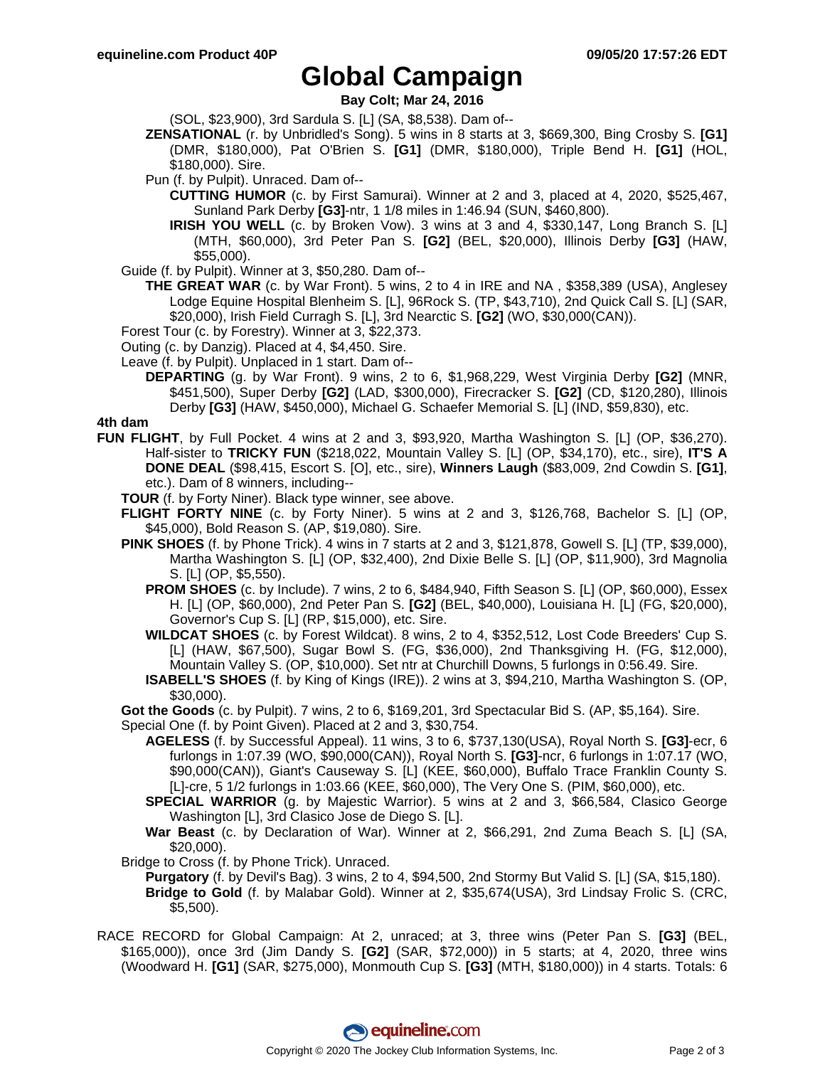# Global Campaign

**Bay Colt; Mar 24, 2016**

(SOL, $23,900), 3rd Sardula S. [L] (SA, $8,538). Dam of--

**ZENSATIONAL** (r. by Unbridled's Song). 5 wins in 8 starts at 3, $669,300, Bing Crosby S. **[G1]** (DMR, $180,000), Pat O'Brien S. **[G1]** (DMR, $180,000), Triple Bend H. **[G1]** (HOL, $180,000). Sire.

Pun (f. by Pulpit). Unraced. Dam of--

**CUTTING HUMOR** (c. by First Samurai). Winner at 2 and 3, placed at 4, 2020, $525,467, Sunland Park Derby **[G3]**-ntr, 1 1/8 miles in 1:46.94 (SUN, $460,800).

**IRISH YOU WELL** (c. by Broken Vow). 3 wins at 3 and 4, $330,147, Long Branch S. [L] (MTH, $60,000), 3rd Peter Pan S. **[G2]** (BEL, $20,000), Illinois Derby **[G3]** (HAW, $55,000).

Guide (f. by Pulpit). Winner at 3, $50,280. Dam of--

**THE GREAT WAR** (c. by War Front). 5 wins, 2 to 4 in IRE and NA , $358,389 (USA), Anglesey Lodge Equine Hospital Blenheim S. [L], 96Rock S. (TP, $43,710), 2nd Quick Call S. [L] (SAR, $20,000), Irish Field Curragh S. [L], 3rd Nearctic S. **[G2]** (WO, $30,000(CAN)).

Forest Tour (c. by Forestry). Winner at 3, $22,373.

Outing (c. by Danzig). Placed at 4, $4,450. Sire.

Leave (f. by Pulpit). Unplaced in 1 start. Dam of--

**DEPARTING** (g. by War Front). 9 wins, 2 to 6, $1,968,229, West Virginia Derby **[G2]** (MNR, $451,500), Super Derby **[G2]** (LAD, $300,000), Firecracker S. **[G2]** (CD, $120,280), Illinois Derby **[G3]** (HAW, $450,000), Michael G. Schaefer Memorial S. [L] (IND, $59,830), etc.

**4th dam**

**FUN FLIGHT**, by Full Pocket. 4 wins at 2 and 3, $93,920, Martha Washington S. [L] (OP, $36,270). Half-sister to **TRICKY FUN** ($218,022, Mountain Valley S. [L] (OP, $34,170), etc., sire), **IT'S A DONE DEAL** ($98,415, Escort S. [O], etc., sire), **Winners Laugh** ($83,009, 2nd Cowdin S. **[G1]**, etc.). Dam of 8 winners, including--

**TOUR** (f. by Forty Niner). Black type winner, see above.

**FLIGHT FORTY NINE** (c. by Forty Niner). 5 wins at 2 and 3, $126,768, Bachelor S. [L] (OP, $45,000), Bold Reason S. (AP, $19,080). Sire.

**PINK SHOES** (f. by Phone Trick). 4 wins in 7 starts at 2 and 3, $121,878, Gowell S. [L] (TP, $39,000), Martha Washington S. [L] (OP, $32,400), 2nd Dixie Belle S. [L] (OP, $11,900), 3rd Magnolia S. [L] (OP, $5,550).

**PROM SHOES** (c. by Include). 7 wins, 2 to 6, $484,940, Fifth Season S. [L] (OP, $60,000), Essex H. [L] (OP, $60,000), 2nd Peter Pan S. **[G2]** (BEL, $40,000), Louisiana H. [L] (FG, $20,000), Governor's Cup S. [L] (RP, $15,000), etc. Sire.

**WILDCAT SHOES** (c. by Forest Wildcat). 8 wins, 2 to 4, $352,512, Lost Code Breeders' Cup S. [L] (HAW, $67,500), Sugar Bowl S. (FG, $36,000), 2nd Thanksgiving H. (FG, $12,000), Mountain Valley S. (OP, $10,000). Set ntr at Churchill Downs, 5 furlongs in 0:56.49. Sire.

**ISABELL'S SHOES** (f. by King of Kings (IRE)). 2 wins at 3, $94,210, Martha Washington S. (OP, $30,000).

**Got the Goods** (c. by Pulpit). 7 wins, 2 to 6, $169,201, 3rd Spectacular Bid S. (AP, $5,164). Sire.

Special One (f. by Point Given). Placed at 2 and 3, $30,754.

**AGELESS** (f. by Successful Appeal). 11 wins, 3 to 6, $737,130(USA), Royal North S. **[G3]**-ecr, 6 furlongs in 1:07.39 (WO, $90,000(CAN)), Royal North S. **[G3]**-ncr, 6 furlongs in 1:07.17 (WO, $90,000(CAN)), Giant's Causeway S. [L] (KEE, $60,000), Buffalo Trace Franklin County S. [L]-cre, 5 1/2 furlongs in 1:03.66 (KEE, $60,000), The Very One S. (PIM, $60,000), etc.

**SPECIAL WARRIOR** (g. by Majestic Warrior). 5 wins at 2 and 3, $66,584, Clasico George Washington [L], 3rd Clasico Jose de Diego S. [L].

**War Beast** (c. by Declaration of War). Winner at 2, $66,291, 2nd Zuma Beach S. [L] (SA, $20,000).

Bridge to Cross (f. by Phone Trick). Unraced.

**Purgatory** (f. by Devil's Bag). 3 wins, 2 to 4, $94,500, 2nd Stormy But Valid S. [L] (SA, $15,180).

**Bridge to Gold** (f. by Malabar Gold). Winner at 2, $35,674(USA), 3rd Lindsay Frolic S. (CRC, $5,500).

RACE RECORD for Global Campaign: At 2, unraced; at 3, three wins (Peter Pan S. **[G3]** (BEL, $165,000)), once 3rd (Jim Dandy S. **[G2]** (SAR, $72,000)) in 5 starts; at 4, 2020, three wins (Woodward H. **[G1]** (SAR, $275,000), Monmouth Cup S. **[G3]** (MTH, $180,000)) in 4 starts. Totals: 6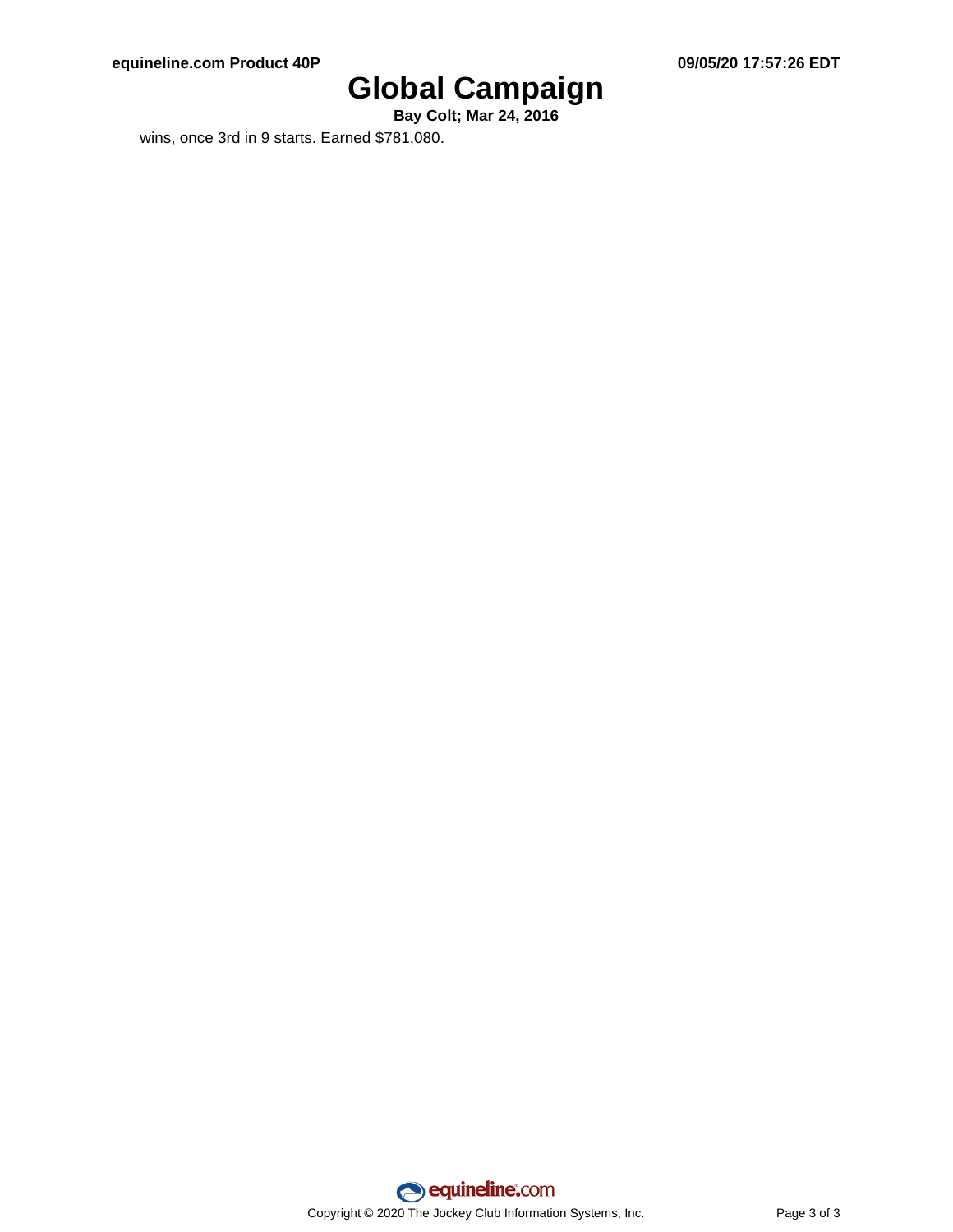wins, once 3rd in 9 starts. Earned $781,080.